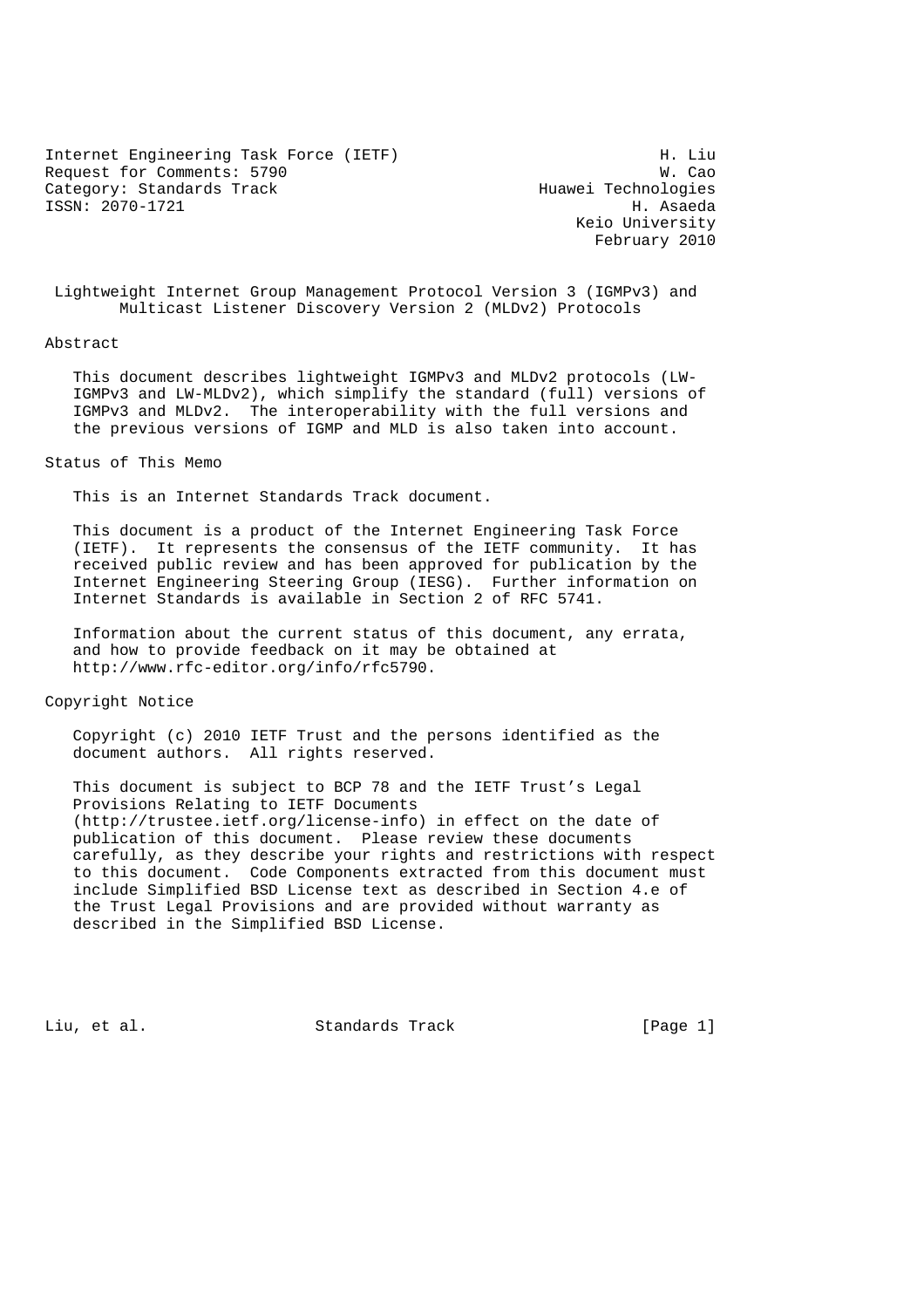Internet Engineering Task Force (IETF) H. Liu
Request for Comments: 5790 W. Cao
Category: Standards Track Huawei Technologies
ISSN: 2070-1721 H. Asaeda
Keio University
February 2010

# Lightweight Internet Group Management Protocol Version 3 (IGMPv3) and Multicast Listener Discovery Version 2 (MLDv2) Protocols

## Abstract

This document describes lightweight IGMPv3 and MLDv2 protocols (LW-IGMPv3 and LW-MLDv2), which simplify the standard (full) versions of IGMPv3 and MLDv2. The interoperability with the full versions and the previous versions of IGMP and MLD is also taken into account.

## Status of This Memo

This is an Internet Standards Track document.

This document is a product of the Internet Engineering Task Force (IETF). It represents the consensus of the IETF community. It has received public review and has been approved for publication by the Internet Engineering Steering Group (IESG). Further information on Internet Standards is available in Section 2 of RFC 5741.

Information about the current status of this document, any errata, and how to provide feedback on it may be obtained at http://www.rfc-editor.org/info/rfc5790.

## Copyright Notice

Copyright (c) 2010 IETF Trust and the persons identified as the document authors. All rights reserved.

This document is subject to BCP 78 and the IETF Trust's Legal Provisions Relating to IETF Documents (http://trustee.ietf.org/license-info) in effect on the date of publication of this document. Please review these documents carefully, as they describe your rights and restrictions with respect to this document. Code Components extracted from this document must include Simplified BSD License text as described in Section 4.e of the Trust Legal Provisions and are provided without warranty as described in the Simplified BSD License.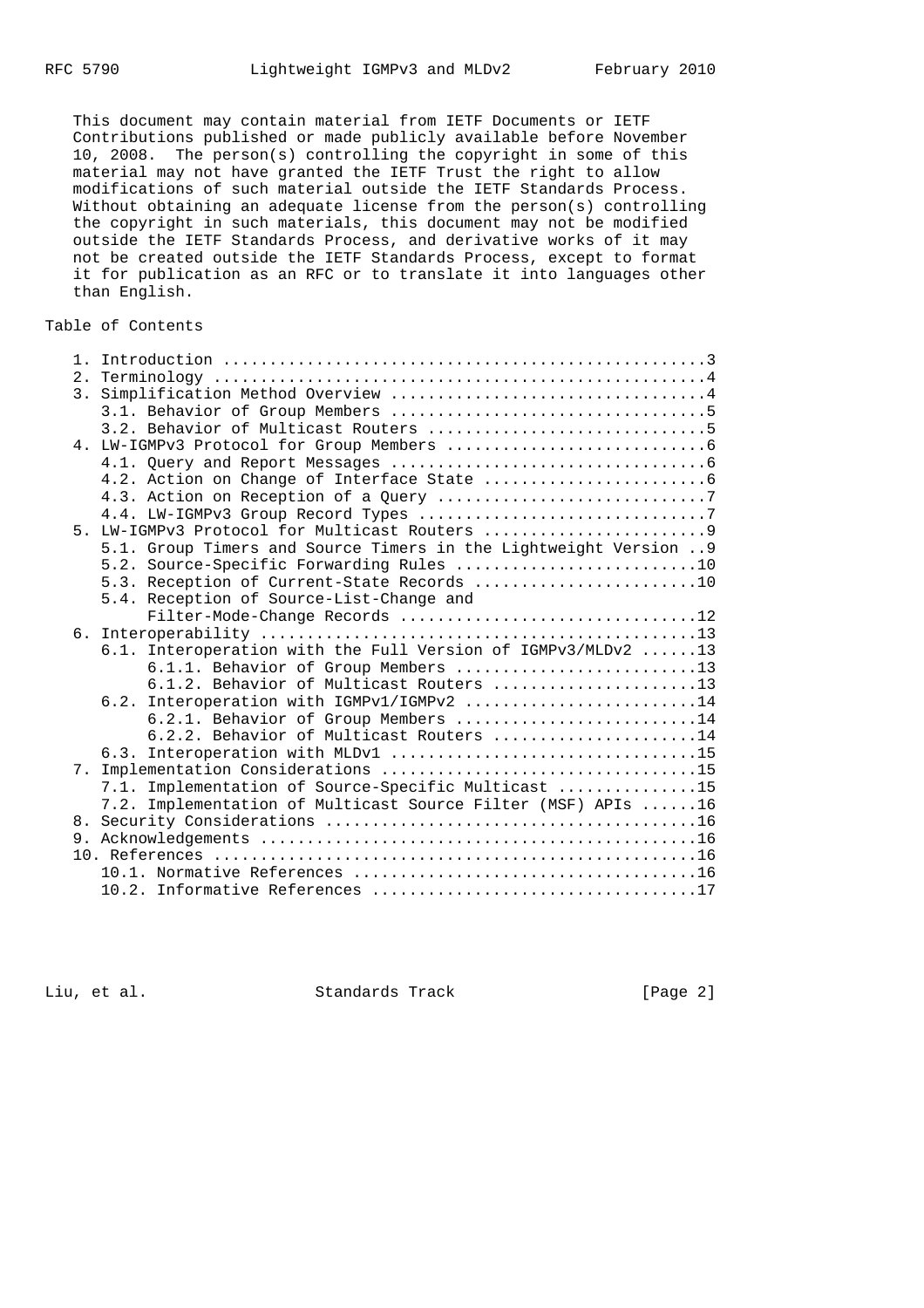This document may contain material from IETF Documents or IETF Contributions published or made publicly available before November 10, 2008. The person(s) controlling the copyright in some of this material may not have granted the IETF Trust the right to allow modifications of such material outside the IETF Standards Process. Without obtaining an adequate license from the person(s) controlling the copyright in such materials, this document may not be modified outside the IETF Standards Process, and derivative works of it may not be created outside the IETF Standards Process, except to format it for publication as an RFC or to translate it into languages other than English.

## Table of Contents

```
   1. Introduction ....................................................3
   2. Terminology .....................................................4
   3. Simplification Method Overview ..................................4
      3.1. Behavior of Group Members ..................................5
      3.2. Behavior of Multicast Routers ..............................5
   4. LW-IGMPv3 Protocol for Group Members ............................6
      4.1. Query and Report Messages ..................................6
      4.2. Action on Change of Interface State ........................6
      4.3. Action on Reception of a Query .............................7
      4.4. LW-IGMPv3 Group Record Types ...............................7
   5. LW-IGMPv3 Protocol for Multicast Routers ........................9
      5.1. Group Timers and Source Timers in the Lightweight Version ..9
      5.2. Source-Specific Forwarding Rules ..........................10
      5.3. Reception of Current-State Records ........................10
      5.4. Reception of Source-List-Change and
           Filter-Mode-Change Records ................................12
   6. Interoperability ...............................................13
      6.1. Interoperation with the Full Version of IGMPv3/MLDv2 ......13
           6.1.1. Behavior of Group Members ..........................13
           6.1.2. Behavior of Multicast Routers ......................13
      6.2. Interoperation with IGMPv1/IGMPv2 .........................14
           6.2.1. Behavior of Group Members ..........................14
           6.2.2. Behavior of Multicast Routers ......................14
      6.3. Interoperation with MLDv1 .................................15
   7. Implementation Considerations ..................................15
      7.1. Implementation of Source-Specific Multicast ...............15
      7.2. Implementation of Multicast Source Filter (MSF) APIs ......16
   8. Security Considerations ........................................16
   9. Acknowledgements ...............................................16
   10. References ....................................................16
      10.1. Normative References .....................................16
      10.2. Informative References ...................................17
```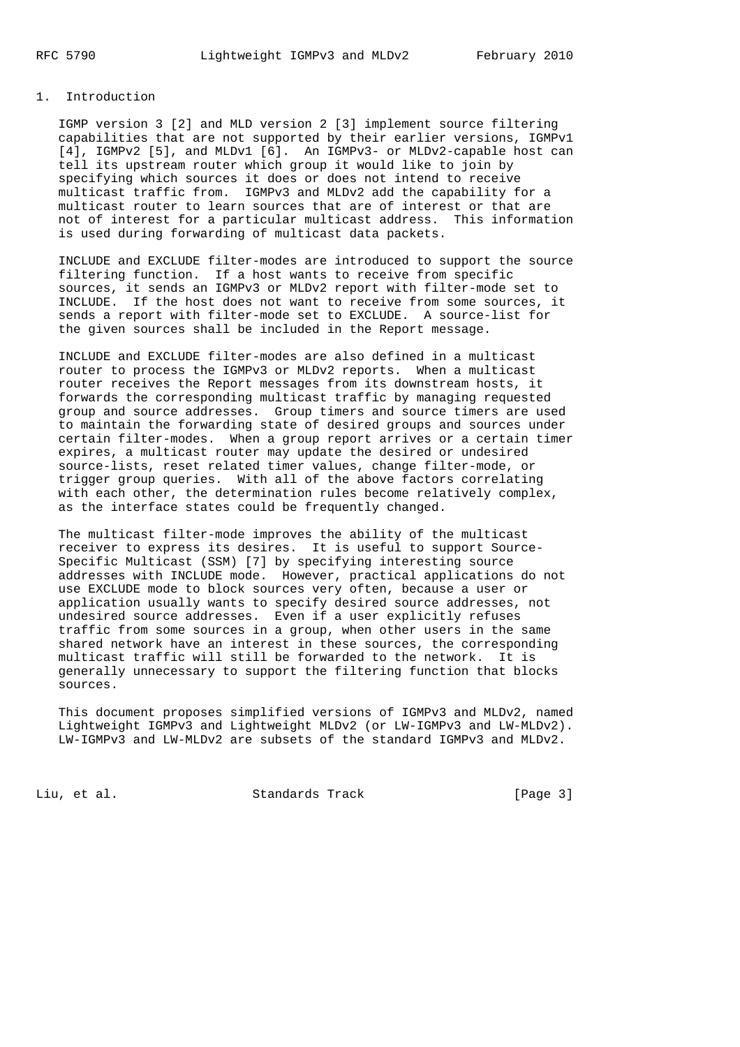## 1. Introduction

IGMP version 3 [2] and MLD version 2 [3] implement source filtering capabilities that are not supported by their earlier versions, IGMPv1 [4], IGMPv2 [5], and MLDv1 [6]. An IGMPv3- or MLDv2-capable host can tell its upstream router which group it would like to join by specifying which sources it does or does not intend to receive multicast traffic from. IGMPv3 and MLDv2 add the capability for a multicast router to learn sources that are of interest or that are not of interest for a particular multicast address. This information is used during forwarding of multicast data packets.

INCLUDE and EXCLUDE filter-modes are introduced to support the source filtering function. If a host wants to receive from specific sources, it sends an IGMPv3 or MLDv2 report with filter-mode set to INCLUDE. If the host does not want to receive from some sources, it sends a report with filter-mode set to EXCLUDE. A source-list for the given sources shall be included in the Report message.

INCLUDE and EXCLUDE filter-modes are also defined in a multicast router to process the IGMPv3 or MLDv2 reports. When a multicast router receives the Report messages from its downstream hosts, it forwards the corresponding multicast traffic by managing requested group and source addresses. Group timers and source timers are used to maintain the forwarding state of desired groups and sources under certain filter-modes. When a group report arrives or a certain timer expires, a multicast router may update the desired or undesired source-lists, reset related timer values, change filter-mode, or trigger group queries. With all of the above factors correlating with each other, the determination rules become relatively complex, as the interface states could be frequently changed.

The multicast filter-mode improves the ability of the multicast receiver to express its desires. It is useful to support Source-Specific Multicast (SSM) [7] by specifying interesting source addresses with INCLUDE mode. However, practical applications do not use EXCLUDE mode to block sources very often, because a user or application usually wants to specify desired source addresses, not undesired source addresses. Even if a user explicitly refuses traffic from some sources in a group, when other users in the same shared network have an interest in these sources, the corresponding multicast traffic will still be forwarded to the network. It is generally unnecessary to support the filtering function that blocks sources.

This document proposes simplified versions of IGMPv3 and MLDv2, named Lightweight IGMPv3 and Lightweight MLDv2 (or LW-IGMPv3 and LW-MLDv2). LW-IGMPv3 and LW-MLDv2 are subsets of the standard IGMPv3 and MLDv2.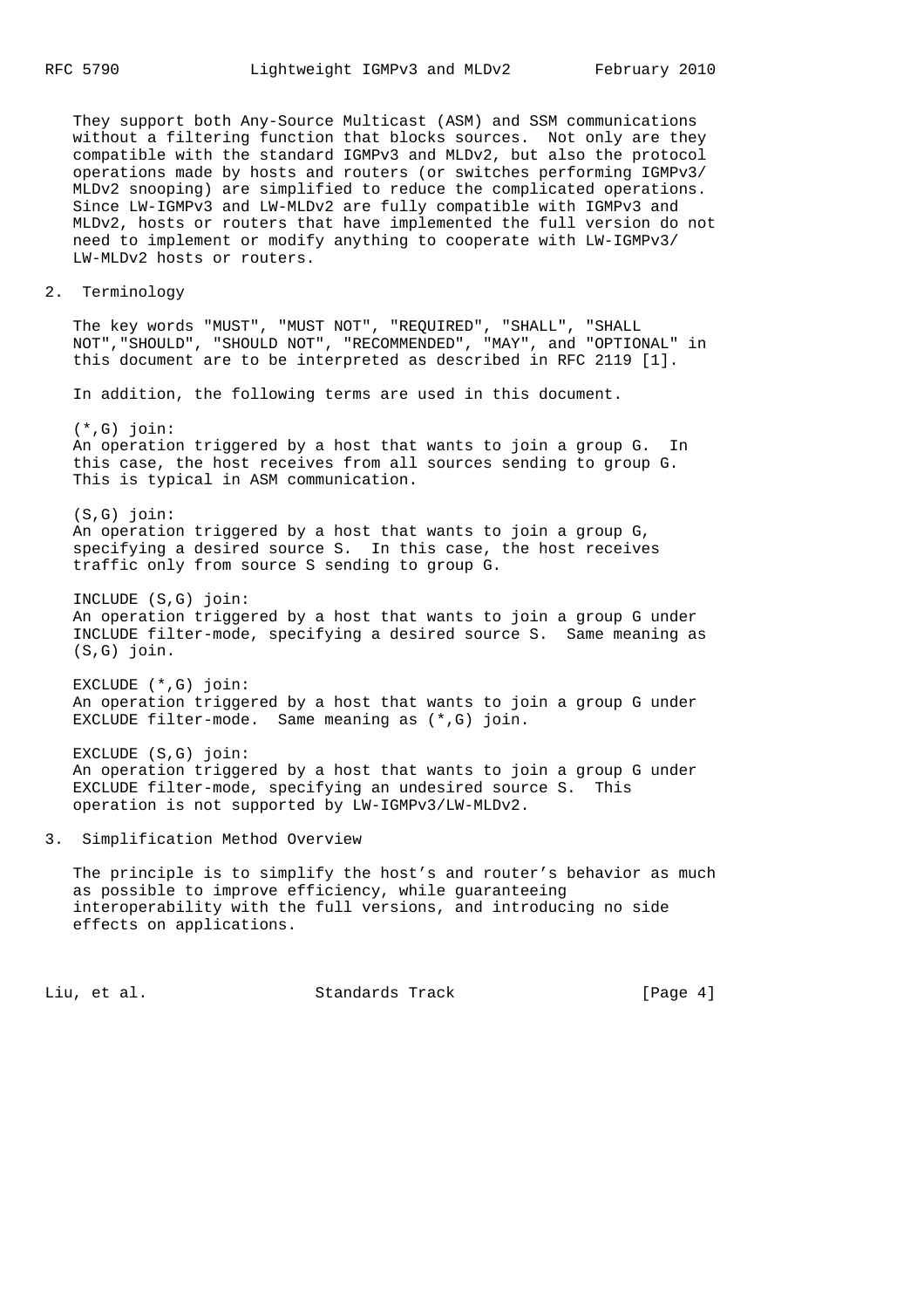They support both Any-Source Multicast (ASM) and SSM communications without a filtering function that blocks sources. Not only are they compatible with the standard IGMPv3 and MLDv2, but also the protocol operations made by hosts and routers (or switches performing IGMPv3/MLDv2 snooping) are simplified to reduce the complicated operations. Since LW-IGMPv3 and LW-MLDv2 are fully compatible with IGMPv3 and MLDv2, hosts or routers that have implemented the full version do not need to implement or modify anything to cooperate with LW-IGMPv3/LW-MLDv2 hosts or routers.

## 2. Terminology

The key words "MUST", "MUST NOT", "REQUIRED", "SHALL", "SHALL NOT","SHOULD", "SHOULD NOT", "RECOMMENDED", "MAY", and "OPTIONAL" in this document are to be interpreted as described in RFC 2119 [1].

In addition, the following terms are used in this document.

(*,G) join:
An operation triggered by a host that wants to join a group G. In this case, the host receives from all sources sending to group G. This is typical in ASM communication.

(S,G) join:
An operation triggered by a host that wants to join a group G, specifying a desired source S. In this case, the host receives traffic only from source S sending to group G.

INCLUDE (S,G) join:
An operation triggered by a host that wants to join a group G under INCLUDE filter-mode, specifying a desired source S. Same meaning as (S,G) join.

EXCLUDE (*,G) join:
An operation triggered by a host that wants to join a group G under EXCLUDE filter-mode. Same meaning as (*,G) join.

EXCLUDE (S,G) join:
An operation triggered by a host that wants to join a group G under EXCLUDE filter-mode, specifying an undesired source S. This operation is not supported by LW-IGMPv3/LW-MLDv2.

## 3. Simplification Method Overview

The principle is to simplify the host's and router's behavior as much as possible to improve efficiency, while guaranteeing interoperability with the full versions, and introducing no side effects on applications.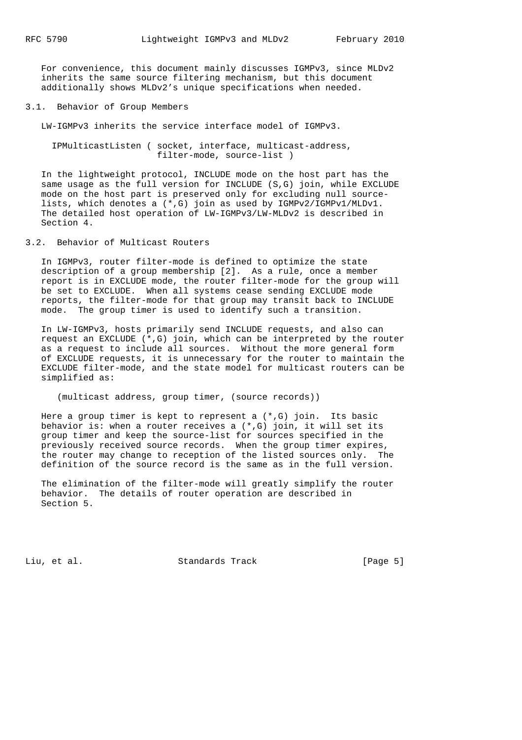For convenience, this document mainly discusses IGMPv3, since MLDv2 inherits the same source filtering mechanism, but this document additionally shows MLDv2's unique specifications when needed.

### 3.1. Behavior of Group Members

LW-IGMPv3 inherits the service interface model of IGMPv3.

```
IPMulticastListen ( socket, interface, multicast-address,
                    filter-mode, source-list )
```

In the lightweight protocol, INCLUDE mode on the host part has the same usage as the full version for INCLUDE (S,G) join, while EXCLUDE mode on the host part is preserved only for excluding null source-lists, which denotes a (*,G) join as used by IGMPv2/IGMPv1/MLDv1. The detailed host operation of LW-IGMPv3/LW-MLDv2 is described in Section 4.

### 3.2. Behavior of Multicast Routers

In IGMPv3, router filter-mode is defined to optimize the state description of a group membership [2]. As a rule, once a member report is in EXCLUDE mode, the router filter-mode for the group will be set to EXCLUDE. When all systems cease sending EXCLUDE mode reports, the filter-mode for that group may transit back to INCLUDE mode. The group timer is used to identify such a transition.

In LW-IGMPv3, hosts primarily send INCLUDE requests, and also can request an EXCLUDE (*,G) join, which can be interpreted by the router as a request to include all sources. Without the more general form of EXCLUDE requests, it is unnecessary for the router to maintain the EXCLUDE filter-mode, and the state model for multicast routers can be simplified as:

```
(multicast address, group timer, (source records))
```

Here a group timer is kept to represent a (*,G) join. Its basic behavior is: when a router receives a (*,G) join, it will set its group timer and keep the source-list for sources specified in the previously received source records. When the group timer expires, the router may change to reception of the listed sources only. The definition of the source record is the same as in the full version.

The elimination of the filter-mode will greatly simplify the router behavior. The details of router operation are described in Section 5.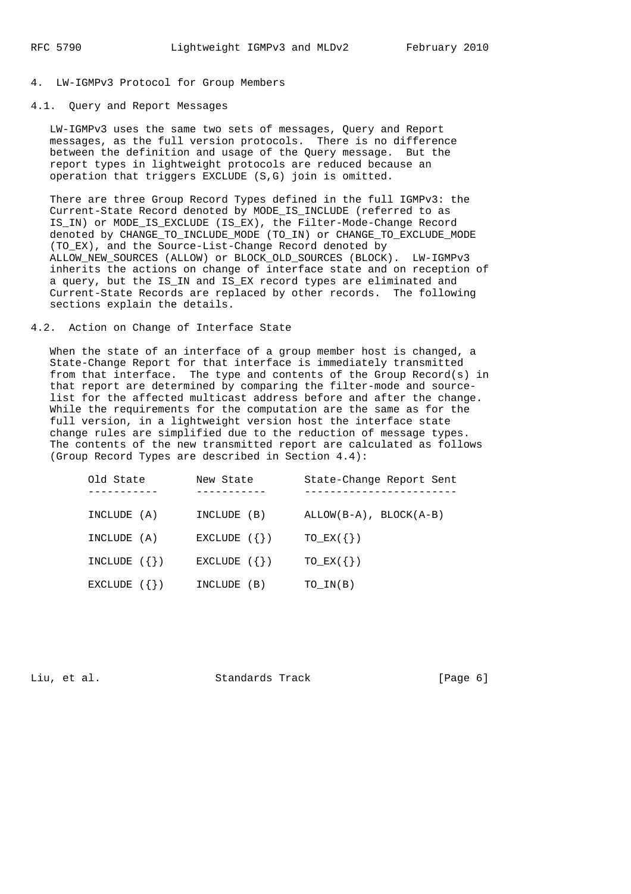## 4. LW-IGMPv3 Protocol for Group Members

### 4.1. Query and Report Messages

LW-IGMPv3 uses the same two sets of messages, Query and Report messages, as the full version protocols. There is no difference between the definition and usage of the Query message. But the report types in lightweight protocols are reduced because an operation that triggers EXCLUDE (S,G) join is omitted.

There are three Group Record Types defined in the full IGMPv3: the Current-State Record denoted by MODE_IS_INCLUDE (referred to as IS_IN) or MODE_IS_EXCLUDE (IS_EX), the Filter-Mode-Change Record denoted by CHANGE_TO_INCLUDE_MODE (TO_IN) or CHANGE_TO_EXCLUDE_MODE (TO_EX), and the Source-List-Change Record denoted by ALLOW_NEW_SOURCES (ALLOW) or BLOCK_OLD_SOURCES (BLOCK). LW-IGMPv3 inherits the actions on change of interface state and on reception of a query, but the IS_IN and IS_EX record types are eliminated and Current-State Records are replaced by other records. The following sections explain the details.

### 4.2. Action on Change of Interface State

When the state of an interface of a group member host is changed, a State-Change Report for that interface is immediately transmitted from that interface. The type and contents of the Group Record(s) in that report are determined by comparing the filter-mode and source-list for the affected multicast address before and after the change. While the requirements for the computation are the same as for the full version, in a lightweight version host the interface state change rules are simplified due to the reduction of message types. The contents of the new transmitted report are calculated as follows (Group Record Types are described in Section 4.4):

| Old State | New State | State-Change Report Sent |
|---|---|---|
| INCLUDE (A) | INCLUDE (B) | ALLOW(B-A), BLOCK(A-B) |
| INCLUDE (A) | EXCLUDE ({}) | TO_EX({}) |
| INCLUDE ({}) | EXCLUDE ({}) | TO_EX({}) |
| EXCLUDE ({}) | INCLUDE (B) | TO_IN(B) |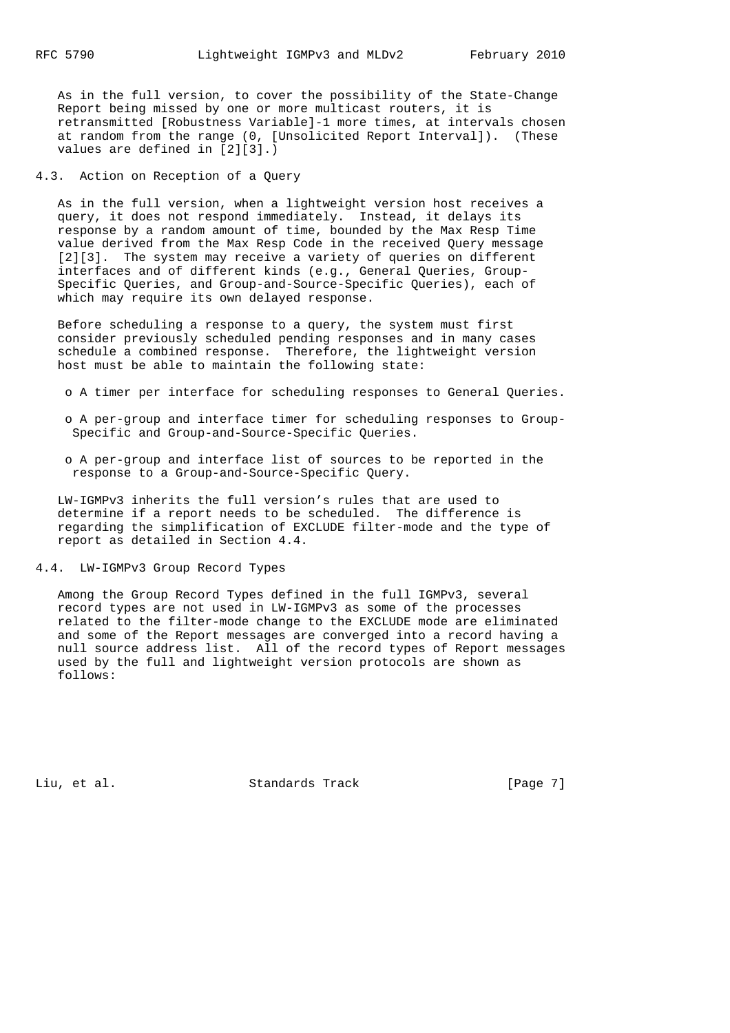As in the full version, to cover the possibility of the State-Change Report being missed by one or more multicast routers, it is retransmitted [Robustness Variable]-1 more times, at intervals chosen at random from the range (0, [Unsolicited Report Interval]). (These values are defined in [2][3].)

### 4.3. Action on Reception of a Query

As in the full version, when a lightweight version host receives a query, it does not respond immediately. Instead, it delays its response by a random amount of time, bounded by the Max Resp Time value derived from the Max Resp Code in the received Query message [2][3]. The system may receive a variety of queries on different interfaces and of different kinds (e.g., General Queries, Group-Specific Queries, and Group-and-Source-Specific Queries), each of which may require its own delayed response.

Before scheduling a response to a query, the system must first consider previously scheduled pending responses and in many cases schedule a combined response. Therefore, the lightweight version host must be able to maintain the following state:

- A timer per interface for scheduling responses to General Queries.
- A per-group and interface timer for scheduling responses to Group-Specific and Group-and-Source-Specific Queries.
- A per-group and interface list of sources to be reported in the response to a Group-and-Source-Specific Query.

LW-IGMPv3 inherits the full version's rules that are used to determine if a report needs to be scheduled. The difference is regarding the simplification of EXCLUDE filter-mode and the type of report as detailed in Section 4.4.

### 4.4. LW-IGMPv3 Group Record Types

Among the Group Record Types defined in the full IGMPv3, several record types are not used in LW-IGMPv3 as some of the processes related to the filter-mode change to the EXCLUDE mode are eliminated and some of the Report messages are converged into a record having a null source address list. All of the record types of Report messages used by the full and lightweight version protocols are shown as follows: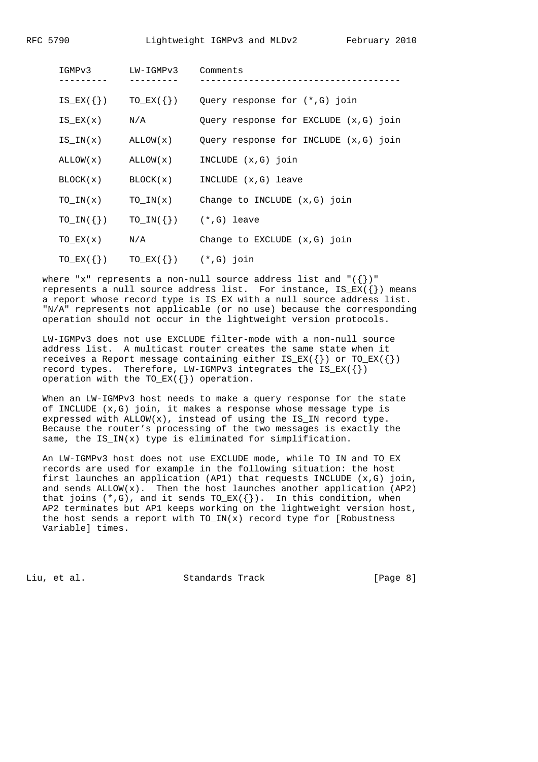| IGMPv3 | LW-IGMPv3 | Comments |
| --- | --- | --- |
| IS_EX({}) | TO_EX({}) | Query response for (*,G) join |
| IS_EX(x) | N/A | Query response for EXCLUDE (x,G) join |
| IS_IN(x) | ALLOW(x) | Query response for INCLUDE (x,G) join |
| ALLOW(x) | ALLOW(x) | INCLUDE (x,G) join |
| BLOCK(x) | BLOCK(x) | INCLUDE (x,G) leave |
| TO_IN(x) | TO_IN(x) | Change to INCLUDE (x,G) join |
| TO_IN({}) | TO_IN({}) | (*,G) leave |
| TO_EX(x) | N/A | Change to EXCLUDE (x,G) join |
| TO_EX({}) | TO_EX({}) | (*,G) join |

where "x" represents a non-null source address list and "({})" represents a null source address list. For instance, IS_EX({}) means a report whose record type is IS_EX with a null source address list. "N/A" represents not applicable (or no use) because the corresponding operation should not occur in the lightweight version protocols.

LW-IGMPv3 does not use EXCLUDE filter-mode with a non-null source address list. A multicast router creates the same state when it receives a Report message containing either IS_EX({}) or TO_EX({}) record types. Therefore, LW-IGMPv3 integrates the IS_EX({}) operation with the TO_EX({}) operation.

When an LW-IGMPv3 host needs to make a query response for the state of INCLUDE (x,G) join, it makes a response whose message type is expressed with ALLOW(x), instead of using the IS_IN record type. Because the router's processing of the two messages is exactly the same, the IS_IN(x) type is eliminated for simplification.

An LW-IGMPv3 host does not use EXCLUDE mode, while TO_IN and TO_EX records are used for example in the following situation: the host first launches an application (AP1) that requests INCLUDE (x,G) join, and sends ALLOW(x). Then the host launches another application (AP2) that joins (*,G), and it sends TO_EX({}). In this condition, when AP2 terminates but AP1 keeps working on the lightweight version host, the host sends a report with TO_IN(x) record type for [Robustness Variable] times.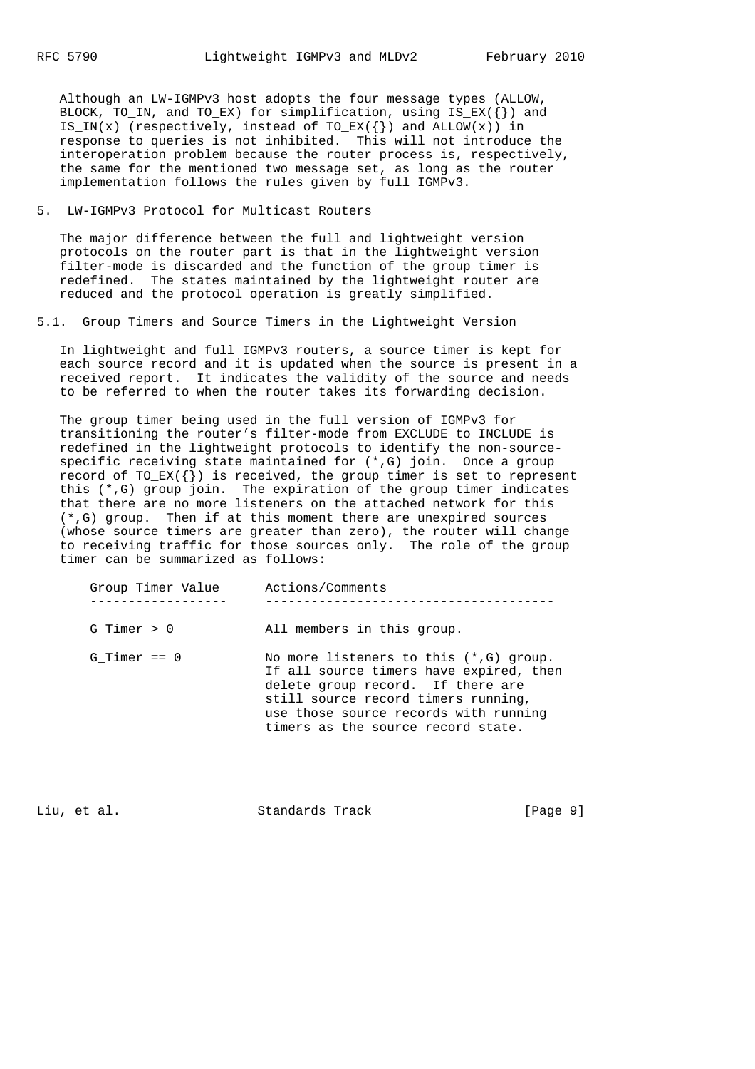Although an LW-IGMPv3 host adopts the four message types (ALLOW, BLOCK, TO_IN, and TO_EX) for simplification, using IS_EX({}) and IS_IN(x) (respectively, instead of TO_EX({}) and ALLOW(x)) in response to queries is not inhibited. This will not introduce the interoperation problem because the router process is, respectively, the same for the mentioned two message set, as long as the router implementation follows the rules given by full IGMPv3.

## 5. LW-IGMPv3 Protocol for Multicast Routers

The major difference between the full and lightweight version protocols on the router part is that in the lightweight version filter-mode is discarded and the function of the group timer is redefined. The states maintained by the lightweight router are reduced and the protocol operation is greatly simplified.

### 5.1. Group Timers and Source Timers in the Lightweight Version

In lightweight and full IGMPv3 routers, a source timer is kept for each source record and it is updated when the source is present in a received report. It indicates the validity of the source and needs to be referred to when the router takes its forwarding decision.

The group timer being used in the full version of IGMPv3 for transitioning the router's filter-mode from EXCLUDE to INCLUDE is redefined in the lightweight protocols to identify the non-source-specific receiving state maintained for (*,G) join. Once a group record of TO_EX({}) is received, the group timer is set to represent this (*,G) group join. The expiration of the group timer indicates that there are no more listeners on the attached network for this (*,G) group. Then if at this moment there are unexpired sources (whose source timers are greater than zero), the router will change to receiving traffic for those sources only. The role of the group timer can be summarized as follows:

| Group Timer Value | Actions/Comments |
|---|---|
| G_Timer > 0 | All members in this group. |
| G_Timer == 0 | No more listeners to this (*,G) group. If all source timers have expired, then delete group record. If there are still source record timers running, use those source records with running timers as the source record state. |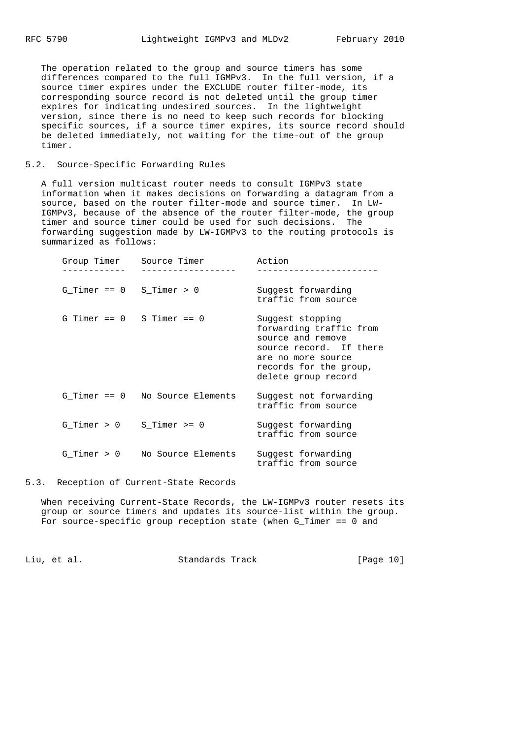The operation related to the group and source timers has some differences compared to the full IGMPv3. In the full version, if a source timer expires under the EXCLUDE router filter-mode, its corresponding source record is not deleted until the group timer expires for indicating undesired sources. In the lightweight version, since there is no need to keep such records for blocking specific sources, if a source timer expires, its source record should be deleted immediately, not waiting for the time-out of the group timer.

## 5.2. Source-Specific Forwarding Rules

A full version multicast router needs to consult IGMPv3 state information when it makes decisions on forwarding a datagram from a source, based on the router filter-mode and source timer. In LW-IGMPv3, because of the absence of the router filter-mode, the group timer and source timer could be used for such decisions. The forwarding suggestion made by LW-IGMPv3 to the routing protocols is summarized as follows:

| Group Timer | Source Timer | Action |
| --- | --- | --- |
| G_Timer == 0 | S_Timer > 0 | Suggest forwarding traffic from source |
| G_Timer == 0 | S_Timer == 0 | Suggest stopping forwarding traffic from source and remove source record. If there are no more source records for the group, delete group record |
| G_Timer == 0 | No Source Elements | Suggest not forwarding traffic from source |
| G_Timer > 0 | S_Timer >= 0 | Suggest forwarding traffic from source |
| G_Timer > 0 | No Source Elements | Suggest forwarding traffic from source |

## 5.3. Reception of Current-State Records

When receiving Current-State Records, the LW-IGMPv3 router resets its group or source timers and updates its source-list within the group. For source-specific group reception state (when G_Timer == 0 and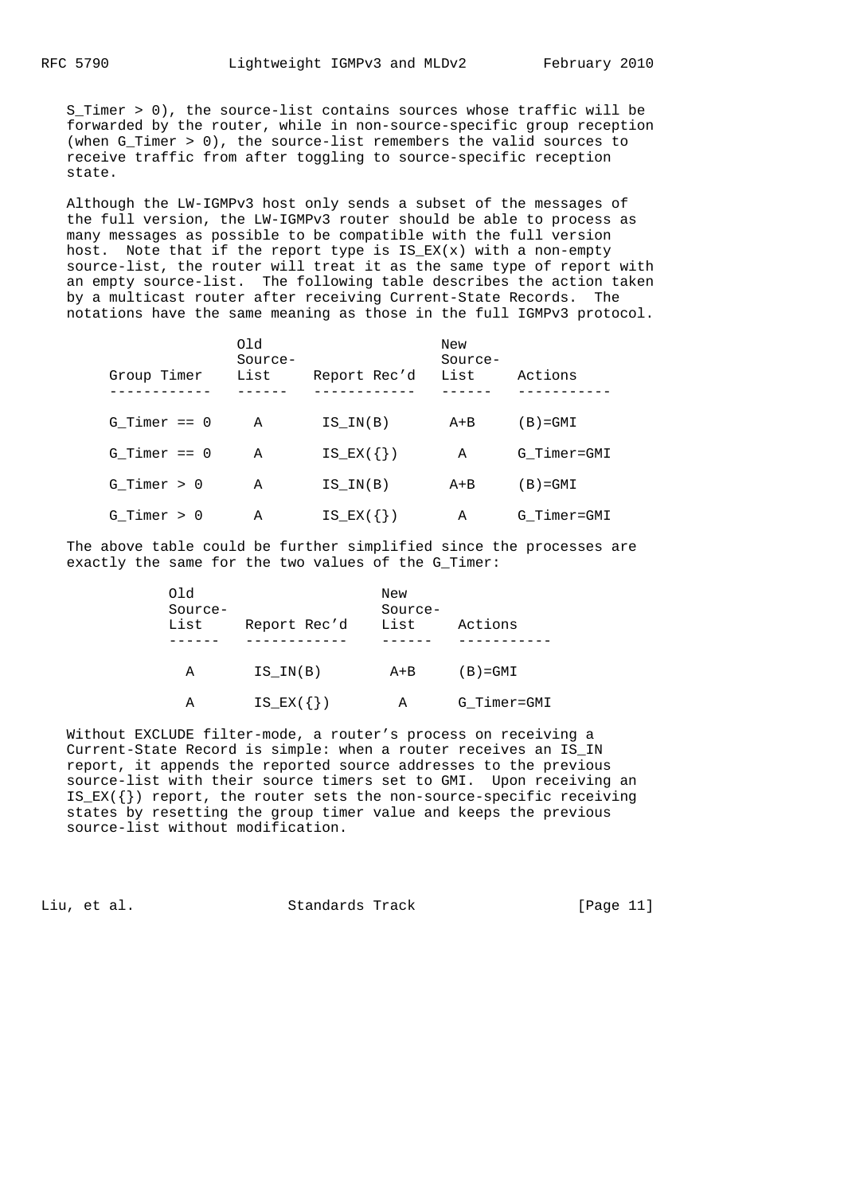S_Timer > 0), the source-list contains sources whose traffic will be forwarded by the router, while in non-source-specific group reception (when G_Timer > 0), the source-list remembers the valid sources to receive traffic from after toggling to source-specific reception state.

Although the LW-IGMPv3 host only sends a subset of the messages of the full version, the LW-IGMPv3 router should be able to process as many messages as possible to be compatible with the full version host. Note that if the report type is IS_EX(x) with a non-empty source-list, the router will treat it as the same type of report with an empty source-list. The following table describes the action taken by a multicast router after receiving Current-State Records. The notations have the same meaning as those in the full IGMPv3 protocol.

| Group Timer | Old Source-List | Report Rec'd | New Source-List | Actions |
|---|---|---|---|---|
| G_Timer == 0 | A | IS_IN(B) | A+B | (B)=GMI |
| G_Timer == 0 | A | IS_EX({}) | A | G_Timer=GMI |
| G_Timer > 0 | A | IS_IN(B) | A+B | (B)=GMI |
| G_Timer > 0 | A | IS_EX({}) | A | G_Timer=GMI |

The above table could be further simplified since the processes are exactly the same for the two values of the G_Timer:

| Old Source-List | Report Rec'd | New Source-List | Actions |
|---|---|---|---|
| A | IS_IN(B) | A+B | (B)=GMI |
| A | IS_EX({}) | A | G_Timer=GMI |

Without EXCLUDE filter-mode, a router's process on receiving a Current-State Record is simple: when a router receives an IS_IN report, it appends the reported source addresses to the previous source-list with their source timers set to GMI. Upon receiving an IS_EX({}) report, the router sets the non-source-specific receiving states by resetting the group timer value and keeps the previous source-list without modification.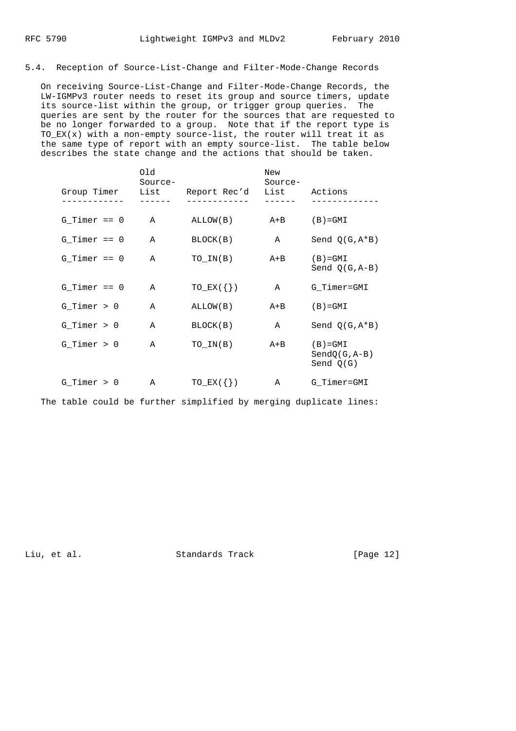## 5.4. Reception of Source-List-Change and Filter-Mode-Change Records

On receiving Source-List-Change and Filter-Mode-Change Records, the LW-IGMPv3 router needs to reset its group and source timers, update its source-list within the group, or trigger group queries. The queries are sent by the router for the sources that are requested to be no longer forwarded to a group. Note that if the report type is TO_EX(x) with a non-empty source-list, the router will treat it as the same type of report with an empty source-list. The table below describes the state change and the actions that should be taken.

| Group Timer | Old Source-List | Report Rec'd | New Source-List | Actions |
|---|---|---|---|---|
| G_Timer == 0 | A | ALLOW(B) | A+B | (B)=GMI |
| G_Timer == 0 | A | BLOCK(B) | A | Send Q(G,A*B) |
| G_Timer == 0 | A | TO_IN(B) | A+B | (B)=GMI<br>Send Q(G,A-B) |
| G_Timer == 0 | A | TO_EX({}) | A | G_Timer=GMI |
| G_Timer > 0 | A | ALLOW(B) | A+B | (B)=GMI |
| G_Timer > 0 | A | BLOCK(B) | A | Send Q(G,A*B) |
| G_Timer > 0 | A | TO_IN(B) | A+B | (B)=GMI<br>SendQ(G,A-B)<br>Send Q(G) |
| G_Timer > 0 | A | TO_EX({}) | A | G_Timer=GMI |

The table could be further simplified by merging duplicate lines: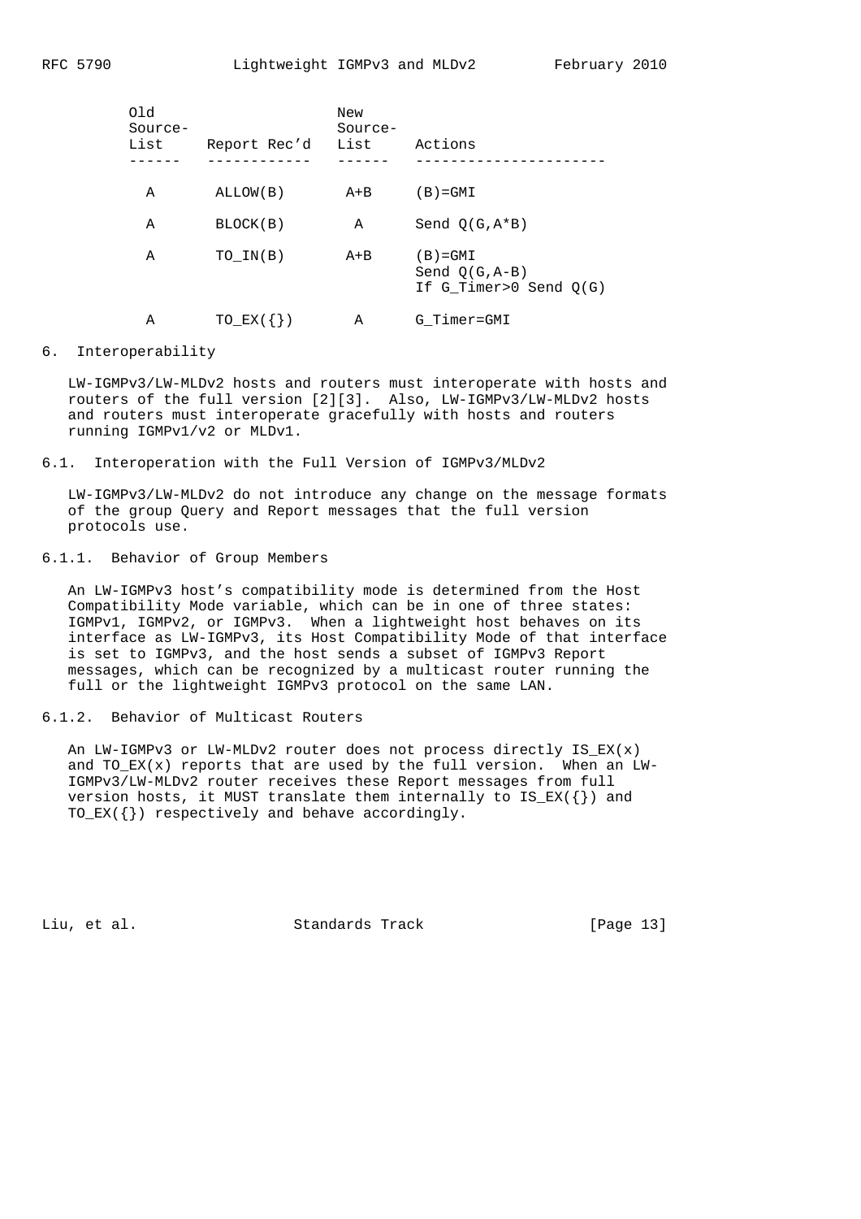| Old Source-List | Report Rec'd | New Source-List | Actions |
| --- | --- | --- | --- |
| A | ALLOW(B) | A+B | (B)=GMI |
| A | BLOCK(B) | A | Send Q(G,A*B) |
| A | TO_IN(B) | A+B | (B)=GMI<br>Send Q(G,A-B)<br>If G_Timer>0 Send Q(G) |
| A | TO_EX({}) | A | G_Timer=GMI |

## 6. Interoperability

LW-IGMPv3/LW-MLDv2 hosts and routers must interoperate with hosts and routers of the full version [2][3]. Also, LW-IGMPv3/LW-MLDv2 hosts and routers must interoperate gracefully with hosts and routers running IGMPv1/v2 or MLDv1.

### 6.1. Interoperation with the Full Version of IGMPv3/MLDv2

LW-IGMPv3/LW-MLDv2 do not introduce any change on the message formats of the group Query and Report messages that the full version protocols use.

#### 6.1.1. Behavior of Group Members

An LW-IGMPv3 host's compatibility mode is determined from the Host Compatibility Mode variable, which can be in one of three states: IGMPv1, IGMPv2, or IGMPv3. When a lightweight host behaves on its interface as LW-IGMPv3, its Host Compatibility Mode of that interface is set to IGMPv3, and the host sends a subset of IGMPv3 Report messages, which can be recognized by a multicast router running the full or the lightweight IGMPv3 protocol on the same LAN.

#### 6.1.2. Behavior of Multicast Routers

An LW-IGMPv3 or LW-MLDv2 router does not process directly IS_EX(x) and TO_EX(x) reports that are used by the full version. When an LW-IGMPv3/LW-MLDv2 router receives these Report messages from full version hosts, it MUST translate them internally to IS_EX({}) and TO_EX({}) respectively and behave accordingly.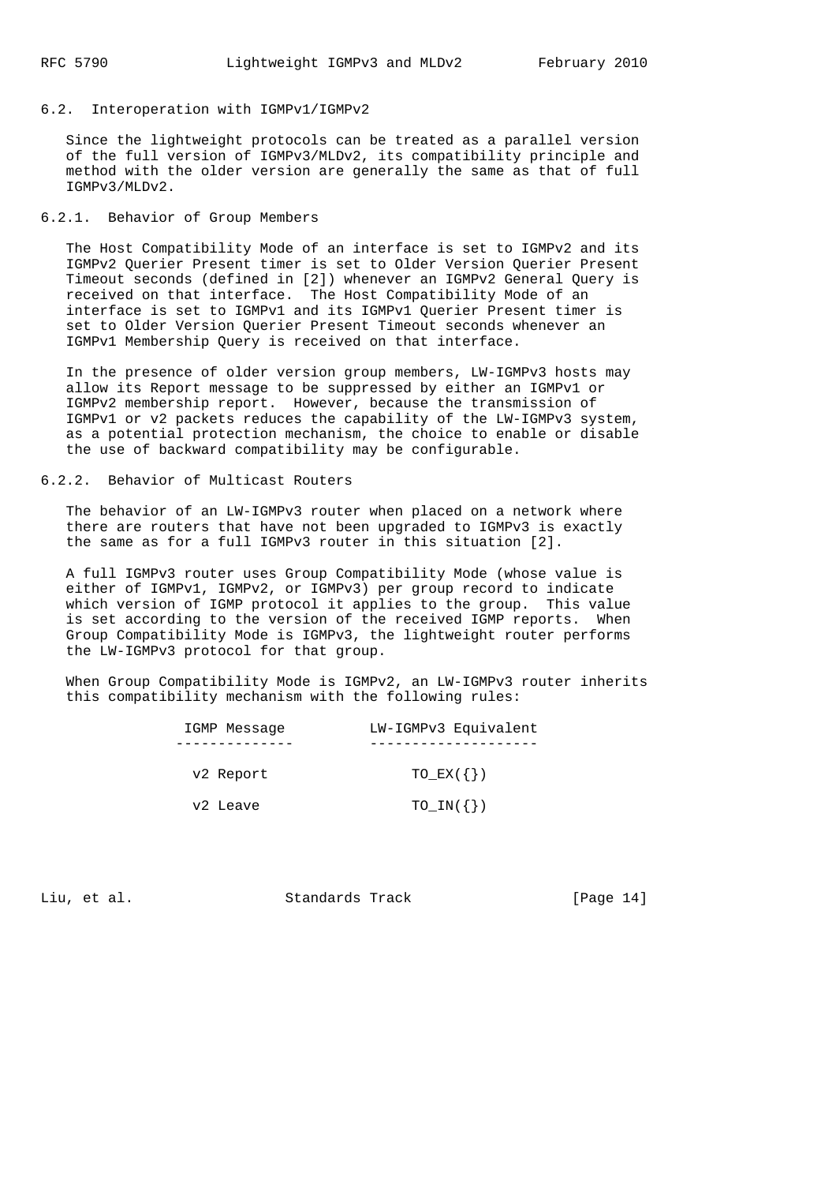### 6.2. Interoperation with IGMPv1/IGMPv2

Since the lightweight protocols can be treated as a parallel version of the full version of IGMPv3/MLDv2, its compatibility principle and method with the older version are generally the same as that of full IGMPv3/MLDv2.

#### 6.2.1. Behavior of Group Members

The Host Compatibility Mode of an interface is set to IGMPv2 and its IGMPv2 Querier Present timer is set to Older Version Querier Present Timeout seconds (defined in [2]) whenever an IGMPv2 General Query is received on that interface. The Host Compatibility Mode of an interface is set to IGMPv1 and its IGMPv1 Querier Present timer is set to Older Version Querier Present Timeout seconds whenever an IGMPv1 Membership Query is received on that interface.

In the presence of older version group members, LW-IGMPv3 hosts may allow its Report message to be suppressed by either an IGMPv1 or IGMPv2 membership report. However, because the transmission of IGMPv1 or v2 packets reduces the capability of the LW-IGMPv3 system, as a potential protection mechanism, the choice to enable or disable the use of backward compatibility may be configurable.

#### 6.2.2. Behavior of Multicast Routers

The behavior of an LW-IGMPv3 router when placed on a network where there are routers that have not been upgraded to IGMPv3 is exactly the same as for a full IGMPv3 router in this situation [2].

A full IGMPv3 router uses Group Compatibility Mode (whose value is either of IGMPv1, IGMPv2, or IGMPv3) per group record to indicate which version of IGMP protocol it applies to the group. This value is set according to the version of the received IGMP reports. When Group Compatibility Mode is IGMPv3, the lightweight router performs the LW-IGMPv3 protocol for that group.

When Group Compatibility Mode is IGMPv2, an LW-IGMPv3 router inherits this compatibility mechanism with the following rules:

| IGMP Message | LW-IGMPv3 Equivalent |
| --- | --- |
| v2 Report | TO_EX({}) |
| v2 Leave | TO_IN({}) |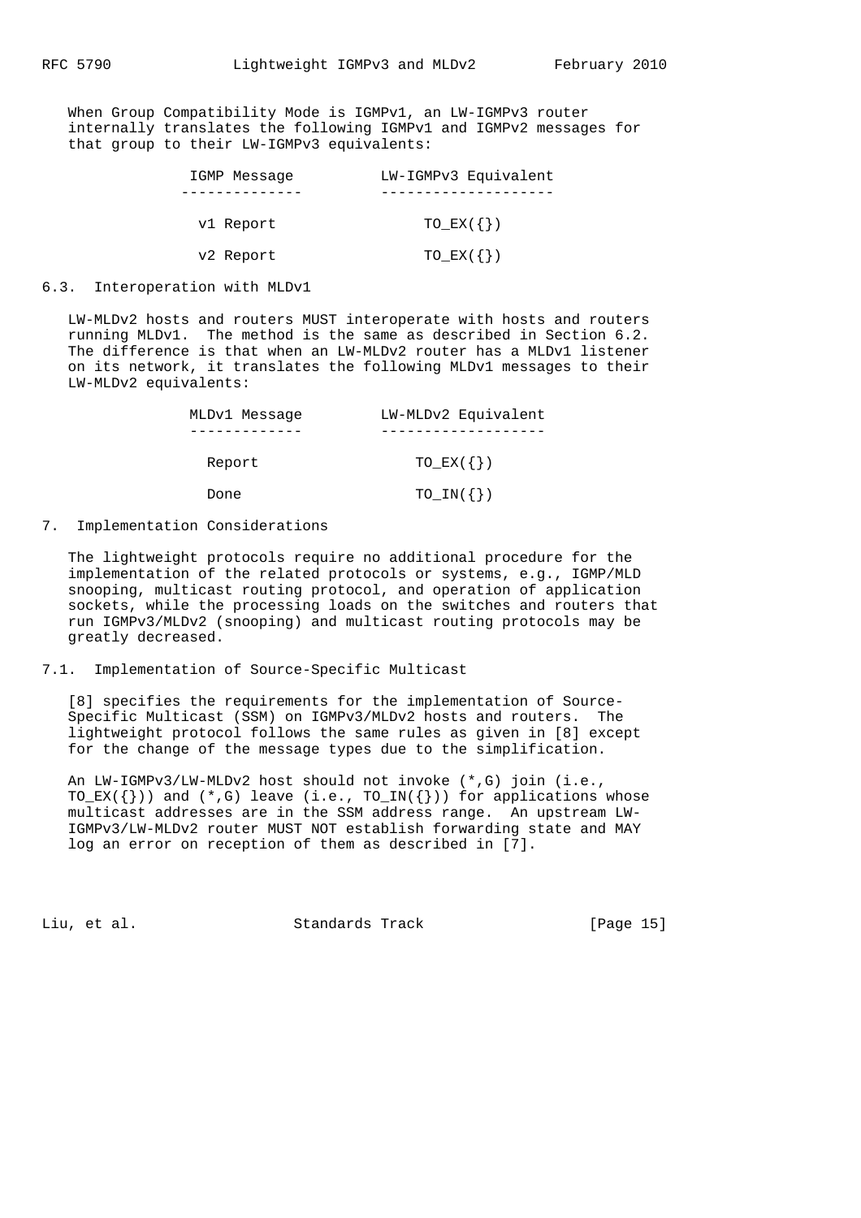When Group Compatibility Mode is IGMPv1, an LW-IGMPv3 router internally translates the following IGMPv1 and IGMPv2 messages for that group to their LW-IGMPv3 equivalents:

| IGMP Message | LW-IGMPv3 Equivalent |
| --- | --- |
| v1 Report | TO_EX({}) |
| v2 Report | TO_EX({}) |

## 6.3. Interoperation with MLDv1

LW-MLDv2 hosts and routers MUST interoperate with hosts and routers running MLDv1. The method is the same as described in Section 6.2. The difference is that when an LW-MLDv2 router has a MLDv1 listener on its network, it translates the following MLDv1 messages to their LW-MLDv2 equivalents:

| MLDv1 Message | LW-MLDv2 Equivalent |
| --- | --- |
| Report | TO_EX({}) |
| Done | TO_IN({}) |

# 7. Implementation Considerations

The lightweight protocols require no additional procedure for the implementation of the related protocols or systems, e.g., IGMP/MLD snooping, multicast routing protocol, and operation of application sockets, while the processing loads on the switches and routers that run IGMPv3/MLDv2 (snooping) and multicast routing protocols may be greatly decreased.

## 7.1. Implementation of Source-Specific Multicast

[8] specifies the requirements for the implementation of Source-Specific Multicast (SSM) on IGMPv3/MLDv2 hosts and routers. The lightweight protocol follows the same rules as given in [8] except for the change of the message types due to the simplification.

An LW-IGMPv3/LW-MLDv2 host should not invoke (*,G) join (i.e., TO_EX({})) and (*,G) leave (i.e., TO_IN({})) for applications whose multicast addresses are in the SSM address range. An upstream LW-IGMPv3/LW-MLDv2 router MUST NOT establish forwarding state and MAY log an error on reception of them as described in [7].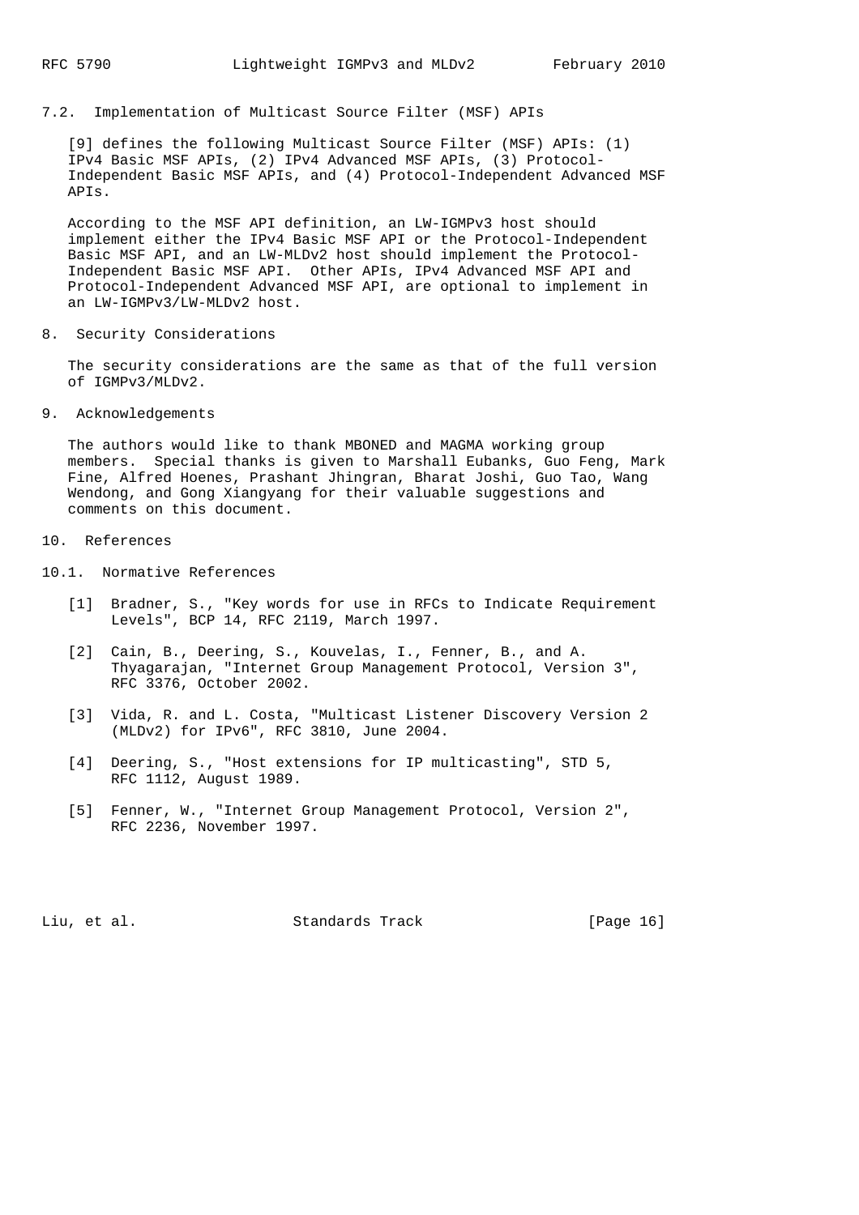### 7.2. Implementation of Multicast Source Filter (MSF) APIs

[9] defines the following Multicast Source Filter (MSF) APIs: (1) IPv4 Basic MSF APIs, (2) IPv4 Advanced MSF APIs, (3) Protocol-Independent Basic MSF APIs, and (4) Protocol-Independent Advanced MSF APIs.

According to the MSF API definition, an LW-IGMPv3 host should implement either the IPv4 Basic MSF API or the Protocol-Independent Basic MSF API, and an LW-MLDv2 host should implement the Protocol-Independent Basic MSF API. Other APIs, IPv4 Advanced MSF API and Protocol-Independent Advanced MSF API, are optional to implement in an LW-IGMPv3/LW-MLDv2 host.

## 8. Security Considerations

The security considerations are the same as that of the full version of IGMPv3/MLDv2.

## 9. Acknowledgements

The authors would like to thank MBONED and MAGMA working group members. Special thanks is given to Marshall Eubanks, Guo Feng, Mark Fine, Alfred Hoenes, Prashant Jhingran, Bharat Joshi, Guo Tao, Wang Wendong, and Gong Xiangyang for their valuable suggestions and comments on this document.

## 10. References

### 10.1. Normative References

[1] Bradner, S., "Key words for use in RFCs to Indicate Requirement Levels", BCP 14, RFC 2119, March 1997.

[2] Cain, B., Deering, S., Kouvelas, I., Fenner, B., and A. Thyagarajan, "Internet Group Management Protocol, Version 3", RFC 3376, October 2002.

[3] Vida, R. and L. Costa, "Multicast Listener Discovery Version 2 (MLDv2) for IPv6", RFC 3810, June 2004.

[4] Deering, S., "Host extensions for IP multicasting", STD 5, RFC 1112, August 1989.

[5] Fenner, W., "Internet Group Management Protocol, Version 2", RFC 2236, November 1997.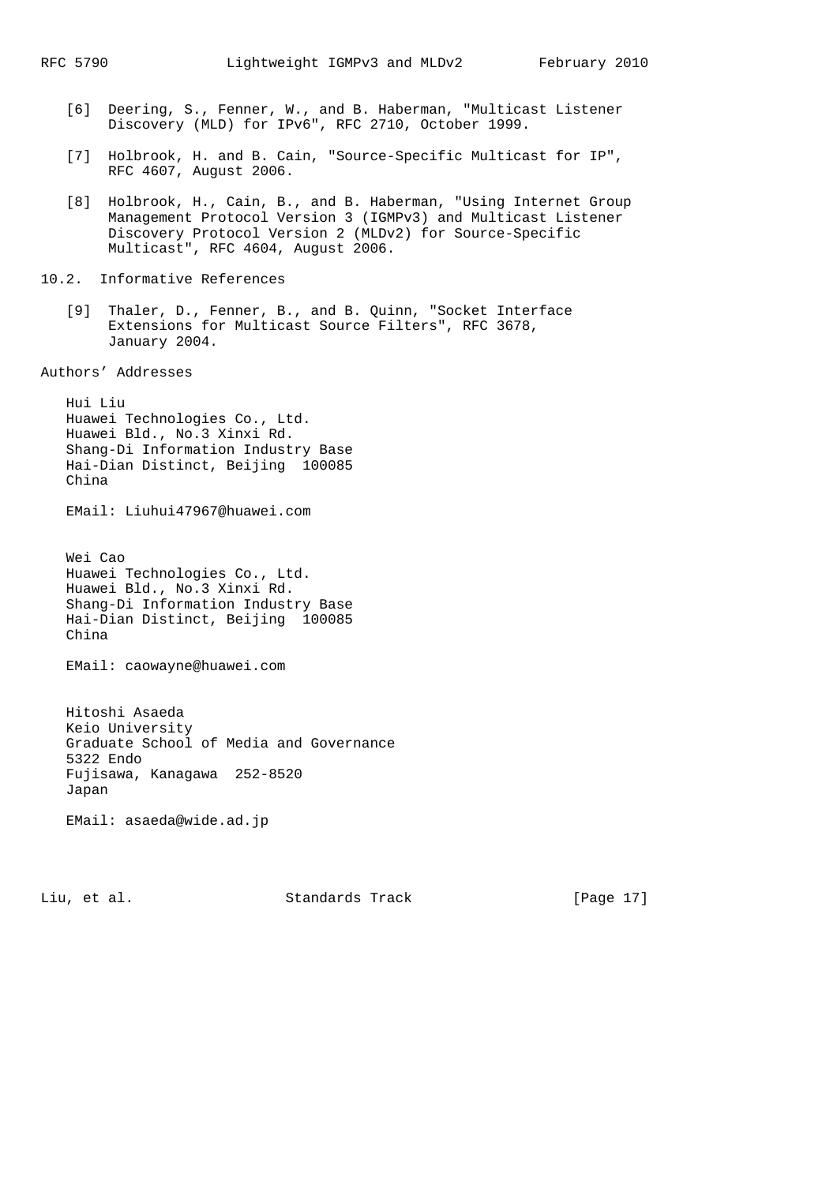[6] Deering, S., Fenner, W., and B. Haberman, "Multicast Listener Discovery (MLD) for IPv6", RFC 2710, October 1999.

[7] Holbrook, H. and B. Cain, "Source-Specific Multicast for IP", RFC 4607, August 2006.

[8] Holbrook, H., Cain, B., and B. Haberman, "Using Internet Group Management Protocol Version 3 (IGMPv3) and Multicast Listener Discovery Protocol Version 2 (MLDv2) for Source-Specific Multicast", RFC 4604, August 2006.

### 10.2. Informative References

[9] Thaler, D., Fenner, B., and B. Quinn, "Socket Interface Extensions for Multicast Source Filters", RFC 3678, January 2004.

## Authors' Addresses

Hui Liu
Huawei Technologies Co., Ltd.
Huawei Bld., No.3 Xinxi Rd.
Shang-Di Information Industry Base
Hai-Dian Distinct, Beijing 100085
China

EMail: Liuhui47967@huawei.com

Wei Cao
Huawei Technologies Co., Ltd.
Huawei Bld., No.3 Xinxi Rd.
Shang-Di Information Industry Base
Hai-Dian Distinct, Beijing 100085
China

EMail: caowayne@huawei.com

Hitoshi Asaeda
Keio University
Graduate School of Media and Governance
5322 Endo
Fujisawa, Kanagawa 252-8520
Japan

EMail: asaeda@wide.ad.jp